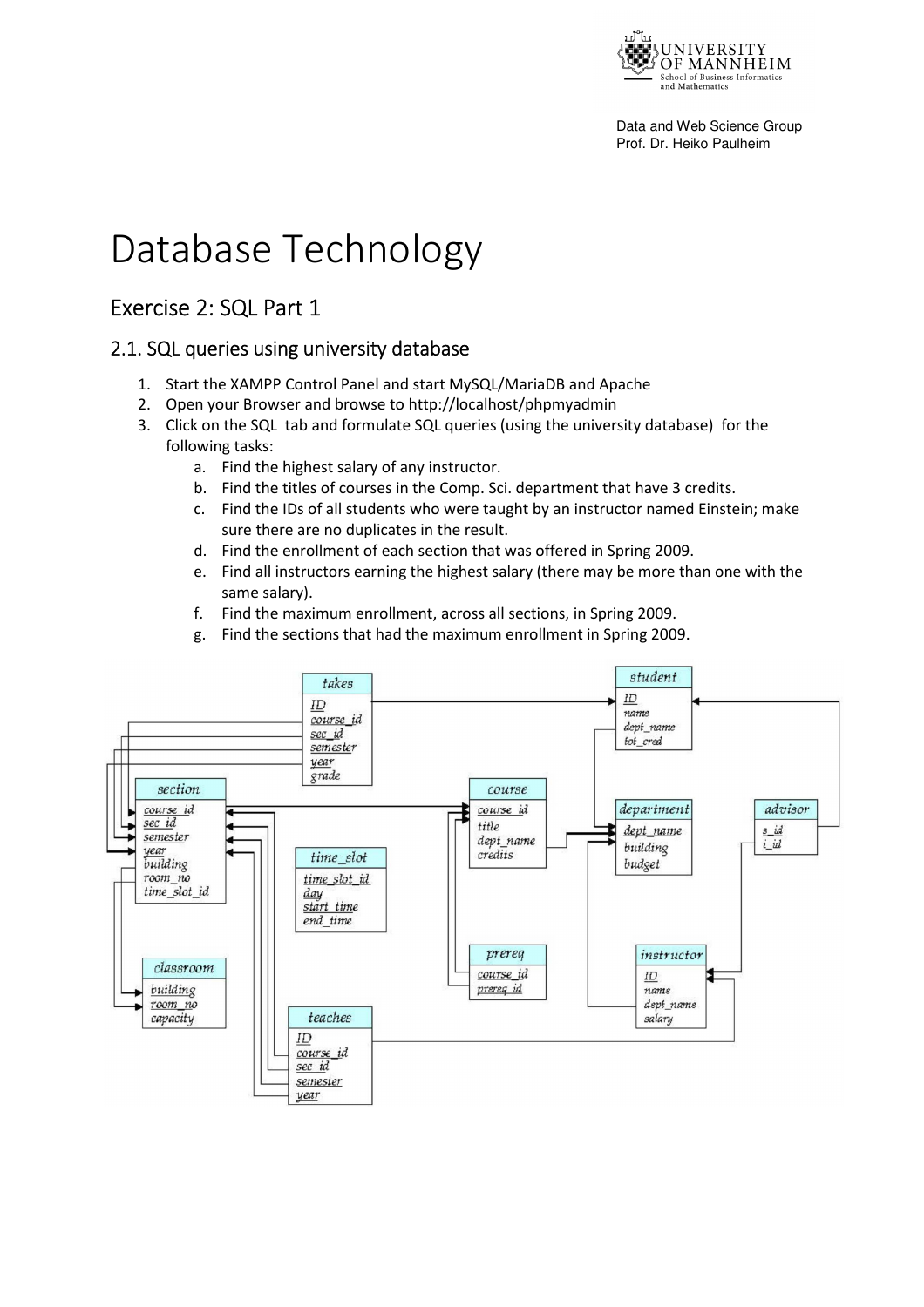# Database Technology

## Exercise 2: SQL Part 1

### 2.1. SQL queries using university database

1. Start the XAMPP Control Panel and start MySQL/MariaDB and Apache
2. Open your Browser and browse to http://localhost/phpmyadmin
3. Click on the SQL tab and formulate SQL queries (using the university database) for the following tasks:
   a. Find the highest salary of any instructor.
   b. Find the titles of courses in the Comp. Sci. department that have 3 credits.
   c. Find the IDs of all students who were taught by an instructor named Einstein; make sure there are no duplicates in the result.
   d. Find the enrollment of each section that was offered in Spring 2009.
   e. Find all instructors earning the highest salary (there may be more than one with the same salary).
   f. Find the maximum enrollment, across all sections, in Spring 2009.
   g. Find the sections that had the maximum enrollment in Spring 2009.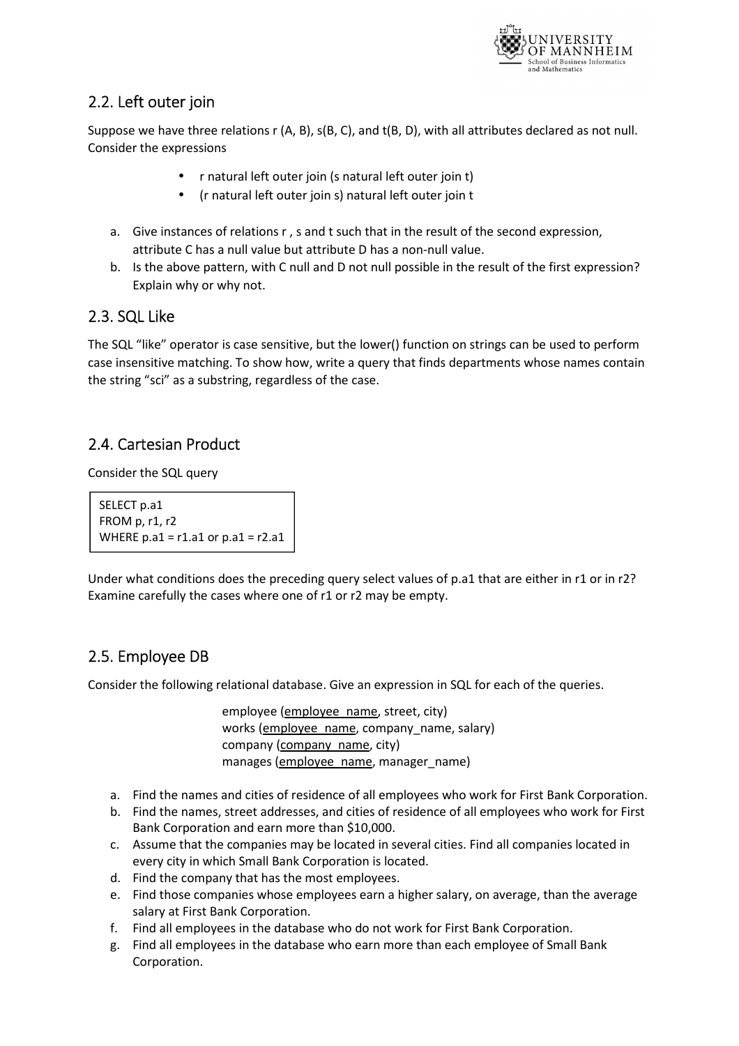## 2.2. Left outer join

Suppose we have three relations r (A, B), s(B, C), and t(B, D), with all attributes declared as not null. Consider the expressions

- r natural left outer join (s natural left outer join t)
- (r natural left outer join s) natural left outer join t

a. Give instances of relations r , s and t such that in the result of the second expression, attribute C has a null value but attribute D has a non-null value.
b. Is the above pattern, with C null and D not null possible in the result of the first expression? Explain why or why not.

## 2.3. SQL Like

The SQL "like" operator is case sensitive, but the lower() function on strings can be used to perform case insensitive matching. To show how, write a query that finds departments whose names contain the string "sci" as a substring, regardless of the case.

## 2.4. Cartesian Product

Consider the SQL query

```
SELECT p.a1
FROM p, r1, r2
WHERE p.a1 = r1.a1 or p.a1 = r2.a1
```

Under what conditions does the preceding query select values of p.a1 that are either in r1 or in r2? Examine carefully the cases where one of r1 or r2 may be empty.

## 2.5. Employee DB

Consider the following relational database. Give an expression in SQL for each of the queries.

employee (<u>employee_name</u>, street, city)
works (<u>employee_name</u>, company_name, salary)
company (<u>company_name</u>, city)
manages (<u>employee_name</u>, manager_name)

a. Find the names and cities of residence of all employees who work for First Bank Corporation.
b. Find the names, street addresses, and cities of residence of all employees who work for First Bank Corporation and earn more than $10,000.
c. Assume that the companies may be located in several cities. Find all companies located in every city in which Small Bank Corporation is located.
d. Find the company that has the most employees.
e. Find those companies whose employees earn a higher salary, on average, than the average salary at First Bank Corporation.
f. Find all employees in the database who do not work for First Bank Corporation.
g. Find all employees in the database who earn more than each employee of Small Bank Corporation.